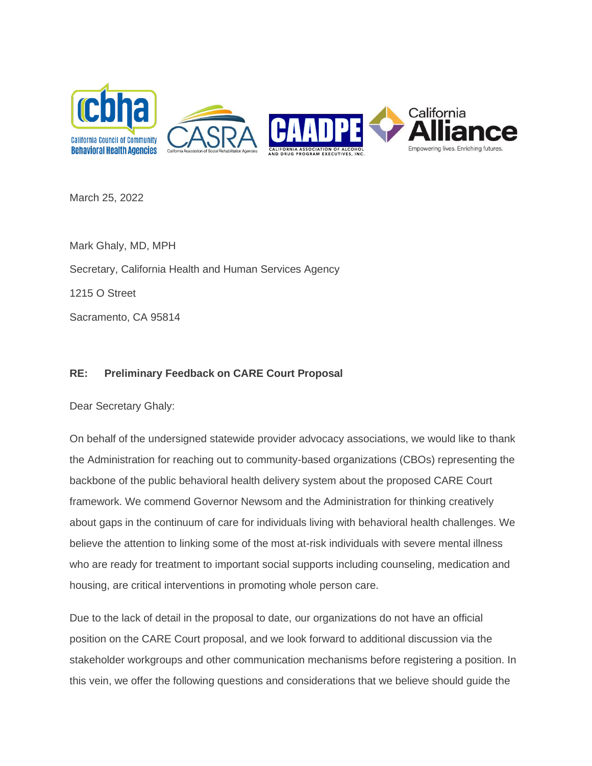March 25, 2022

Mark Ghaly, MD, MPH

Secretary, California Health and Human Services Agency

1215 O Street

Sacramento, CA 95814

**RE: Preliminary Feedback on CARE Court Proposal**

Dear Secretary Ghaly:

On behalf of the undersigned statewide provider advocacy associations, we would like to thank the Administration for reaching out to community-based organizations (CBOs) representing the backbone of the public behavioral health delivery system about the proposed CARE Court framework. We commend Governor Newsom and the Administration for thinking creatively about gaps in the continuum of care for individuals living with behavioral health challenges. We believe the attention to linking some of the most at-risk individuals with severe mental illness who are ready for treatment to important social supports including counseling, medication and housing, are critical interventions in promoting whole person care.

Due to the lack of detail in the proposal to date, our organizations do not have an official position on the CARE Court proposal, and we look forward to additional discussion via the stakeholder workgroups and other communication mechanisms before registering a position. In this vein, we offer the following questions and considerations that we believe should guide the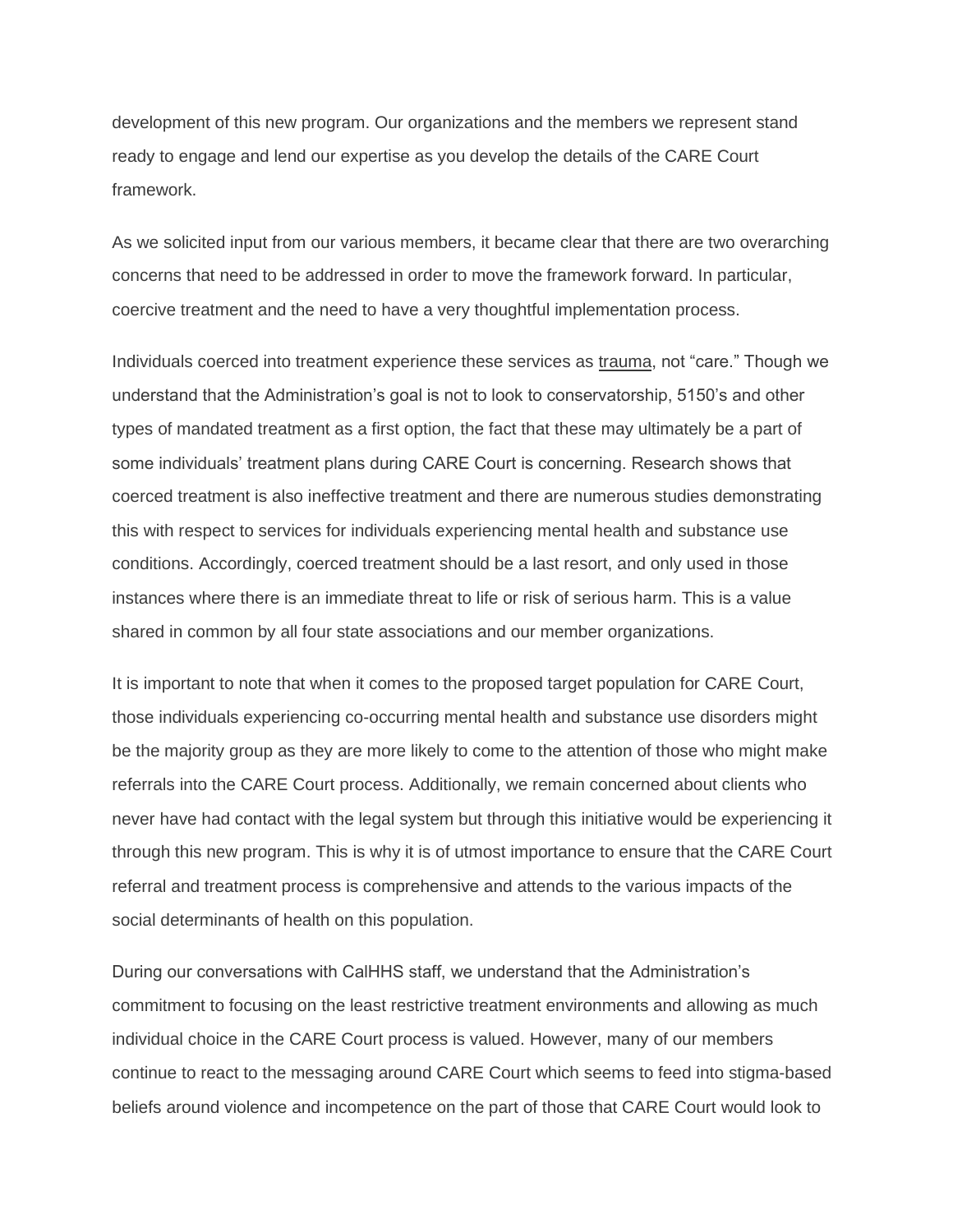development of this new program. Our organizations and the members we represent stand ready to engage and lend our expertise as you develop the details of the CARE Court framework.

As we solicited input from our various members, it became clear that there are two overarching concerns that need to be addressed in order to move the framework forward. In particular, coercive treatment and the need to have a very thoughtful implementation process.

Individuals coerced into treatment experience these services as trauma, not "care." Though we understand that the Administration's goal is not to look to conservatorship, 5150's and other types of mandated treatment as a first option, the fact that these may ultimately be a part of some individuals' treatment plans during CARE Court is concerning. Research shows that coerced treatment is also ineffective treatment and there are numerous studies demonstrating this with respect to services for individuals experiencing mental health and substance use conditions. Accordingly, coerced treatment should be a last resort, and only used in those instances where there is an immediate threat to life or risk of serious harm. This is a value shared in common by all four state associations and our member organizations.

It is important to note that when it comes to the proposed target population for CARE Court, those individuals experiencing co-occurring mental health and substance use disorders might be the majority group as they are more likely to come to the attention of those who might make referrals into the CARE Court process. Additionally, we remain concerned about clients who never have had contact with the legal system but through this initiative would be experiencing it through this new program. This is why it is of utmost importance to ensure that the CARE Court referral and treatment process is comprehensive and attends to the various impacts of the social determinants of health on this population.

During our conversations with CalHHS staff, we understand that the Administration's commitment to focusing on the least restrictive treatment environments and allowing as much individual choice in the CARE Court process is valued. However, many of our members continue to react to the messaging around CARE Court which seems to feed into stigma-based beliefs around violence and incompetence on the part of those that CARE Court would look to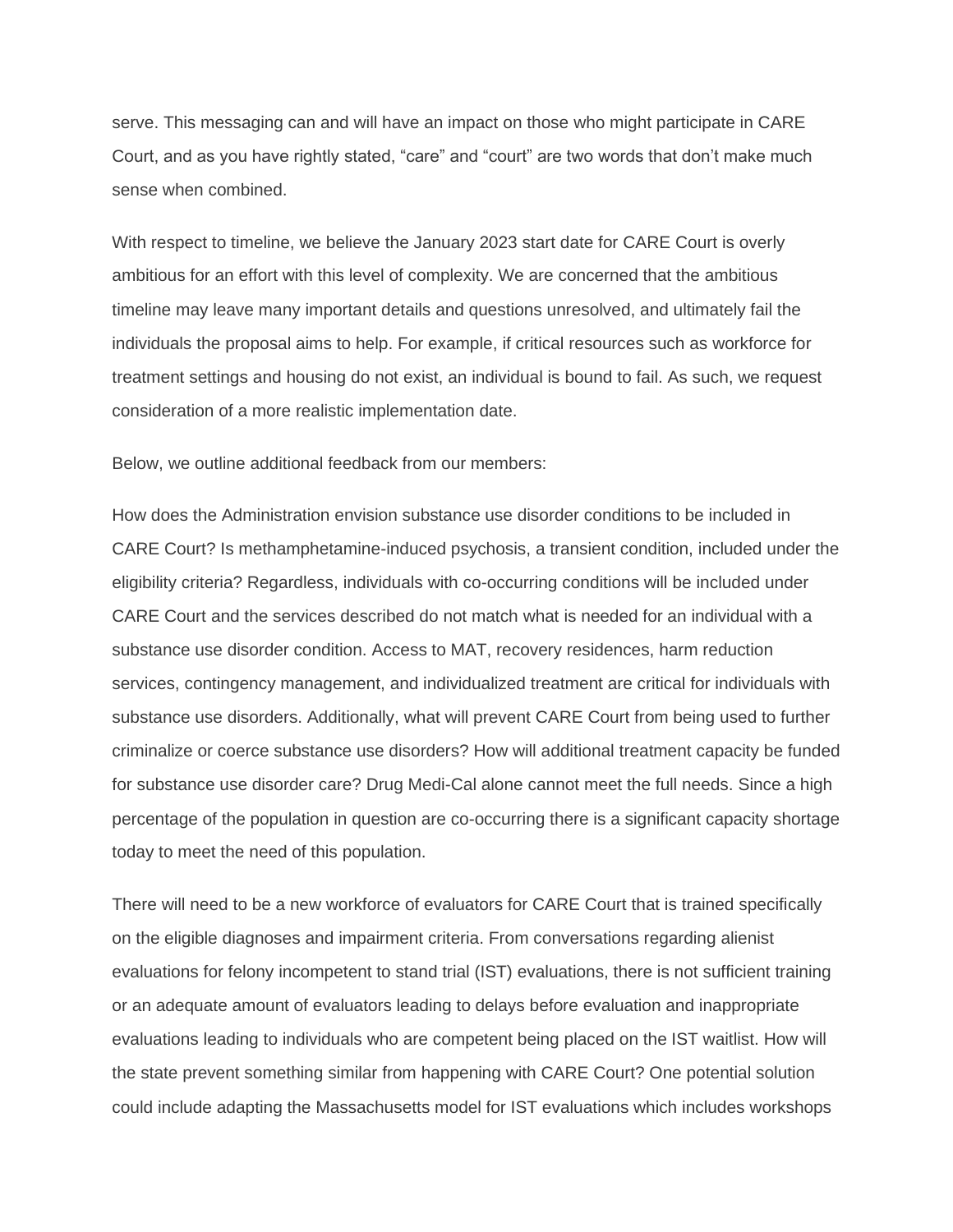serve. This messaging can and will have an impact on those who might participate in CARE Court, and as you have rightly stated, "care" and "court" are two words that don't make much sense when combined.

With respect to timeline, we believe the January 2023 start date for CARE Court is overly ambitious for an effort with this level of complexity. We are concerned that the ambitious timeline may leave many important details and questions unresolved, and ultimately fail the individuals the proposal aims to help. For example, if critical resources such as workforce for treatment settings and housing do not exist, an individual is bound to fail. As such, we request consideration of a more realistic implementation date.

Below, we outline additional feedback from our members:

How does the Administration envision substance use disorder conditions to be included in CARE Court? Is methamphetamine-induced psychosis, a transient condition, included under the eligibility criteria? Regardless, individuals with co-occurring conditions will be included under CARE Court and the services described do not match what is needed for an individual with a substance use disorder condition. Access to MAT, recovery residences, harm reduction services, contingency management, and individualized treatment are critical for individuals with substance use disorders. Additionally, what will prevent CARE Court from being used to further criminalize or coerce substance use disorders? How will additional treatment capacity be funded for substance use disorder care? Drug Medi-Cal alone cannot meet the full needs. Since a high percentage of the population in question are co-occurring there is a significant capacity shortage today to meet the need of this population.

There will need to be a new workforce of evaluators for CARE Court that is trained specifically on the eligible diagnoses and impairment criteria. From conversations regarding alienist evaluations for felony incompetent to stand trial (IST) evaluations, there is not sufficient training or an adequate amount of evaluators leading to delays before evaluation and inappropriate evaluations leading to individuals who are competent being placed on the IST waitlist. How will the state prevent something similar from happening with CARE Court? One potential solution could include adapting the Massachusetts model for IST evaluations which includes workshops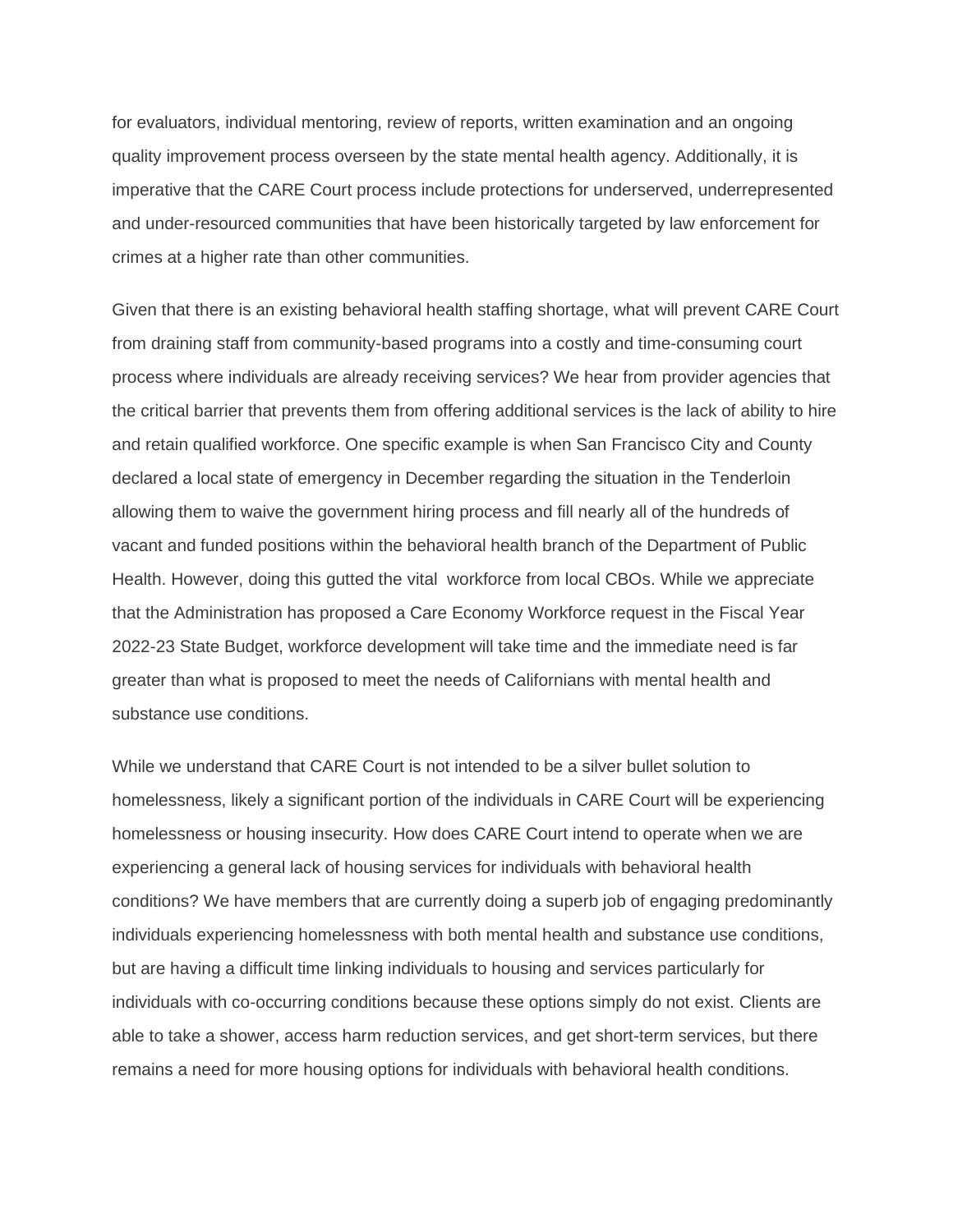for evaluators, individual mentoring, review of reports, written examination and an ongoing quality improvement process overseen by the state mental health agency. Additionally, it is imperative that the CARE Court process include protections for underserved, underrepresented and under-resourced communities that have been historically targeted by law enforcement for crimes at a higher rate than other communities.

Given that there is an existing behavioral health staffing shortage, what will prevent CARE Court from draining staff from community-based programs into a costly and time-consuming court process where individuals are already receiving services? We hear from provider agencies that the critical barrier that prevents them from offering additional services is the lack of ability to hire and retain qualified workforce. One specific example is when San Francisco City and County declared a local state of emergency in December regarding the situation in the Tenderloin allowing them to waive the government hiring process and fill nearly all of the hundreds of vacant and funded positions within the behavioral health branch of the Department of Public Health. However, doing this gutted the vital workforce from local CBOs. While we appreciate that the Administration has proposed a Care Economy Workforce request in the Fiscal Year 2022-23 State Budget, workforce development will take time and the immediate need is far greater than what is proposed to meet the needs of Californians with mental health and substance use conditions.

While we understand that CARE Court is not intended to be a silver bullet solution to homelessness, likely a significant portion of the individuals in CARE Court will be experiencing homelessness or housing insecurity. How does CARE Court intend to operate when we are experiencing a general lack of housing services for individuals with behavioral health conditions? We have members that are currently doing a superb job of engaging predominantly individuals experiencing homelessness with both mental health and substance use conditions, but are having a difficult time linking individuals to housing and services particularly for individuals with co-occurring conditions because these options simply do not exist. Clients are able to take a shower, access harm reduction services, and get short-term services, but there remains a need for more housing options for individuals with behavioral health conditions.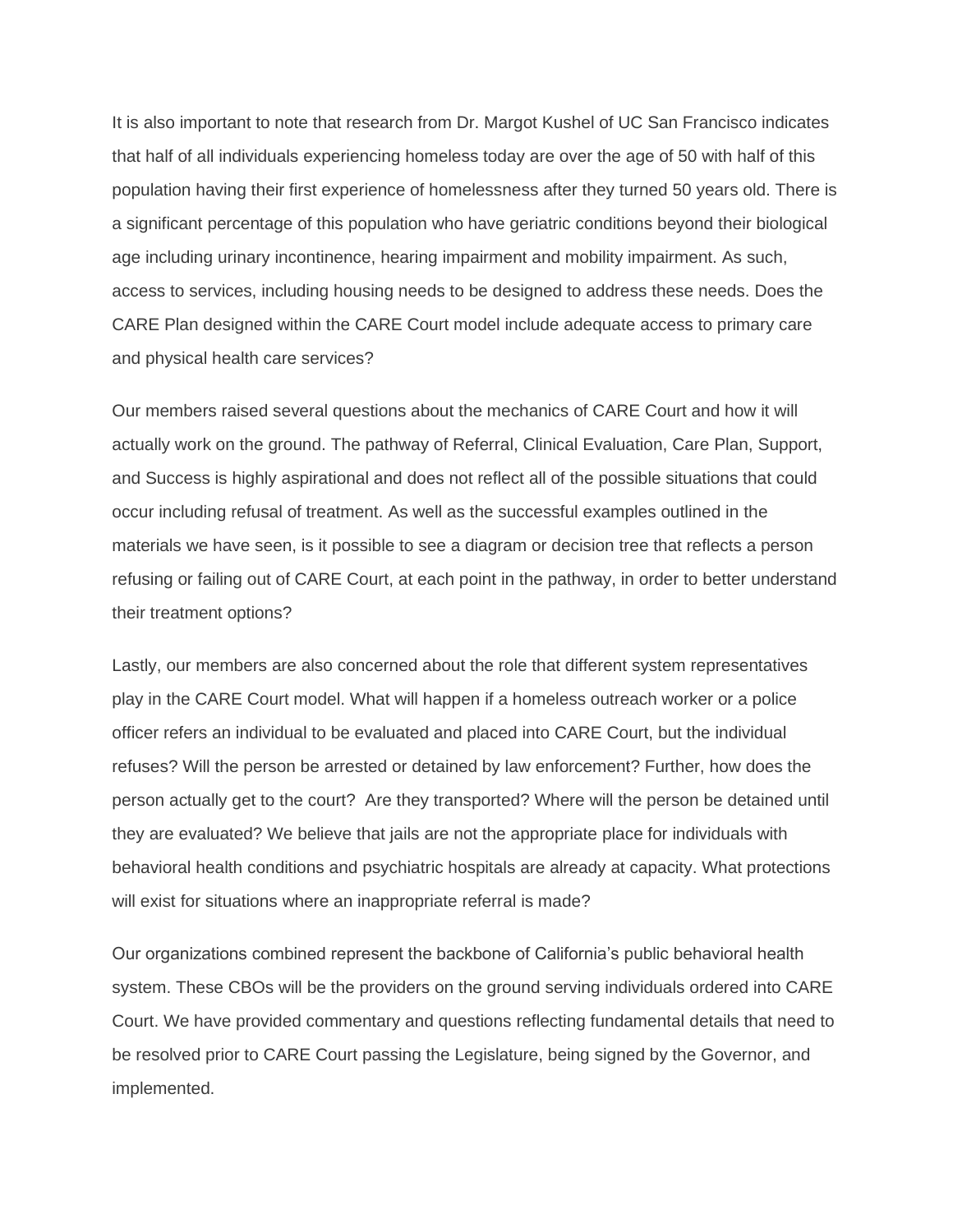It is also important to note that research from Dr. Margot Kushel of UC San Francisco indicates that half of all individuals experiencing homeless today are over the age of 50 with half of this population having their first experience of homelessness after they turned 50 years old. There is a significant percentage of this population who have geriatric conditions beyond their biological age including urinary incontinence, hearing impairment and mobility impairment. As such, access to services, including housing needs to be designed to address these needs. Does the CARE Plan designed within the CARE Court model include adequate access to primary care and physical health care services?

Our members raised several questions about the mechanics of CARE Court and how it will actually work on the ground. The pathway of Referral, Clinical Evaluation, Care Plan, Support, and Success is highly aspirational and does not reflect all of the possible situations that could occur including refusal of treatment. As well as the successful examples outlined in the materials we have seen, is it possible to see a diagram or decision tree that reflects a person refusing or failing out of CARE Court, at each point in the pathway, in order to better understand their treatment options?

Lastly, our members are also concerned about the role that different system representatives play in the CARE Court model. What will happen if a homeless outreach worker or a police officer refers an individual to be evaluated and placed into CARE Court, but the individual refuses? Will the person be arrested or detained by law enforcement? Further, how does the person actually get to the court? Are they transported? Where will the person be detained until they are evaluated? We believe that jails are not the appropriate place for individuals with behavioral health conditions and psychiatric hospitals are already at capacity. What protections will exist for situations where an inappropriate referral is made?

Our organizations combined represent the backbone of California's public behavioral health system. These CBOs will be the providers on the ground serving individuals ordered into CARE Court. We have provided commentary and questions reflecting fundamental details that need to be resolved prior to CARE Court passing the Legislature, being signed by the Governor, and implemented.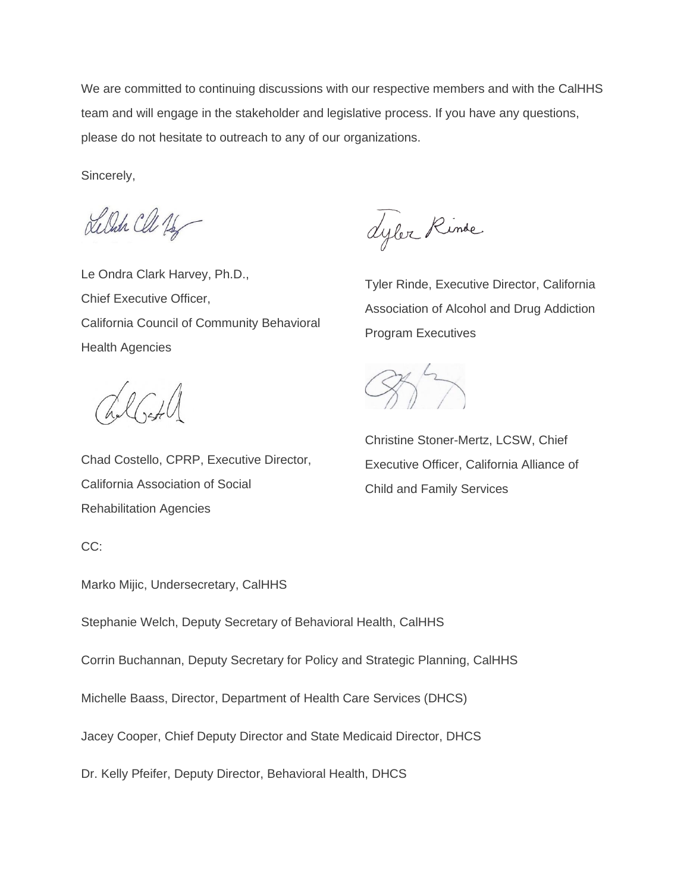We are committed to continuing discussions with our respective members and with the CalHHS team and will engage in the stakeholder and legislative process. If you have any questions, please do not hesitate to outreach to any of our organizations.

Sincerely,

Le Ondra Clark Harvey, Ph.D.,
Chief Executive Officer,
California Council of Community Behavioral Health Agencies

Tyler Rinde, Executive Director, California Association of Alcohol and Drug Addiction Program Executives

Chad Costello, CPRP, Executive Director, California Association of Social Rehabilitation Agencies

Christine Stoner-Mertz, LCSW, Chief Executive Officer, California Alliance of Child and Family Services

CC:

Marko Mijic, Undersecretary, CalHHS

Stephanie Welch, Deputy Secretary of Behavioral Health, CalHHS

Corrin Buchannan, Deputy Secretary for Policy and Strategic Planning, CalHHS

Michelle Baass, Director, Department of Health Care Services (DHCS)

Jacey Cooper, Chief Deputy Director and State Medicaid Director, DHCS

Dr. Kelly Pfeifer, Deputy Director, Behavioral Health, DHCS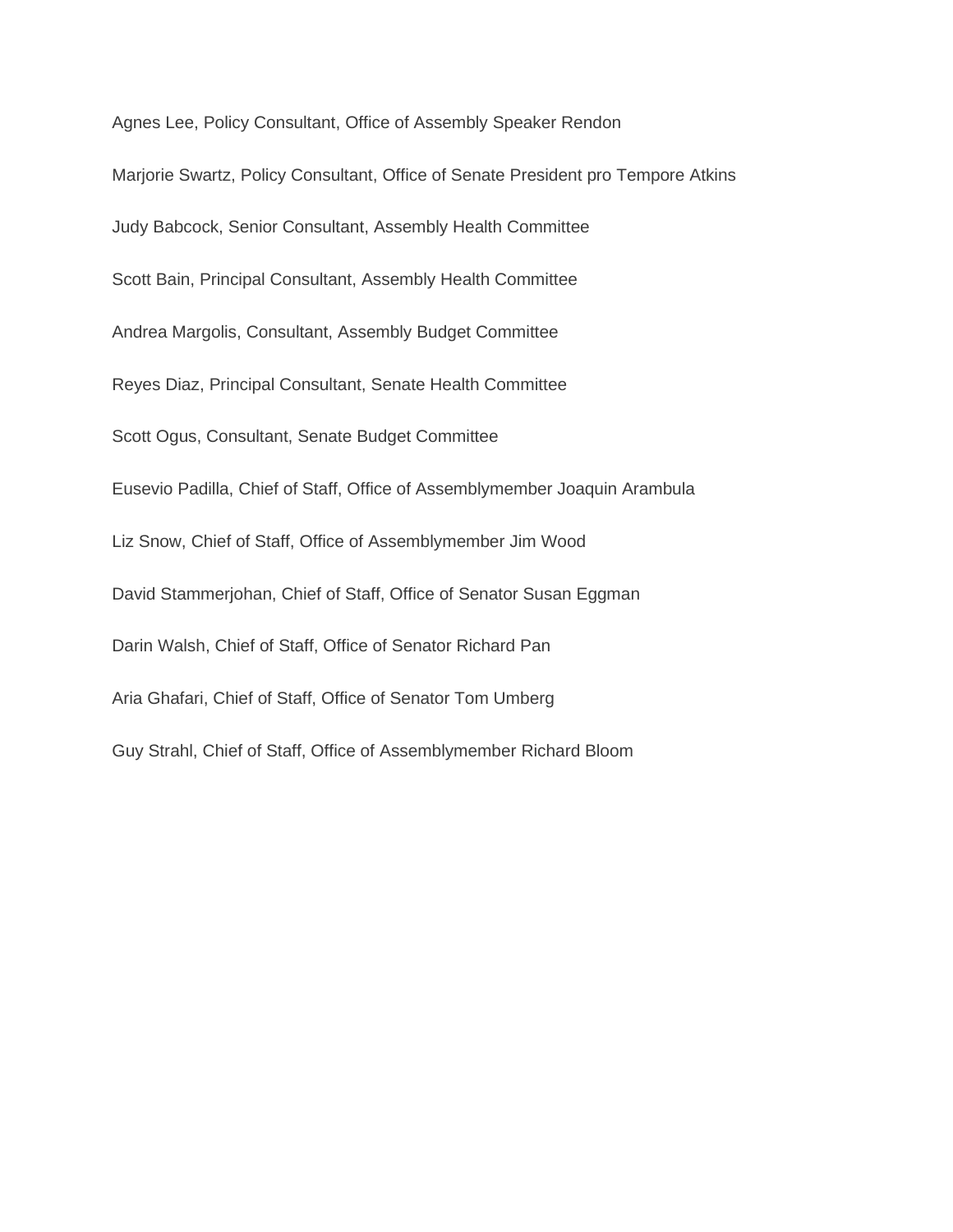Agnes Lee, Policy Consultant, Office of Assembly Speaker Rendon

Marjorie Swartz, Policy Consultant, Office of Senate President pro Tempore Atkins

Judy Babcock, Senior Consultant, Assembly Health Committee

Scott Bain, Principal Consultant, Assembly Health Committee

Andrea Margolis, Consultant, Assembly Budget Committee

Reyes Diaz, Principal Consultant, Senate Health Committee

Scott Ogus, Consultant, Senate Budget Committee

Eusevio Padilla, Chief of Staff, Office of Assemblymember Joaquin Arambula

Liz Snow, Chief of Staff, Office of Assemblymember Jim Wood

David Stammerjohan, Chief of Staff, Office of Senator Susan Eggman

Darin Walsh, Chief of Staff, Office of Senator Richard Pan

Aria Ghafari, Chief of Staff, Office of Senator Tom Umberg

Guy Strahl, Chief of Staff, Office of Assemblymember Richard Bloom